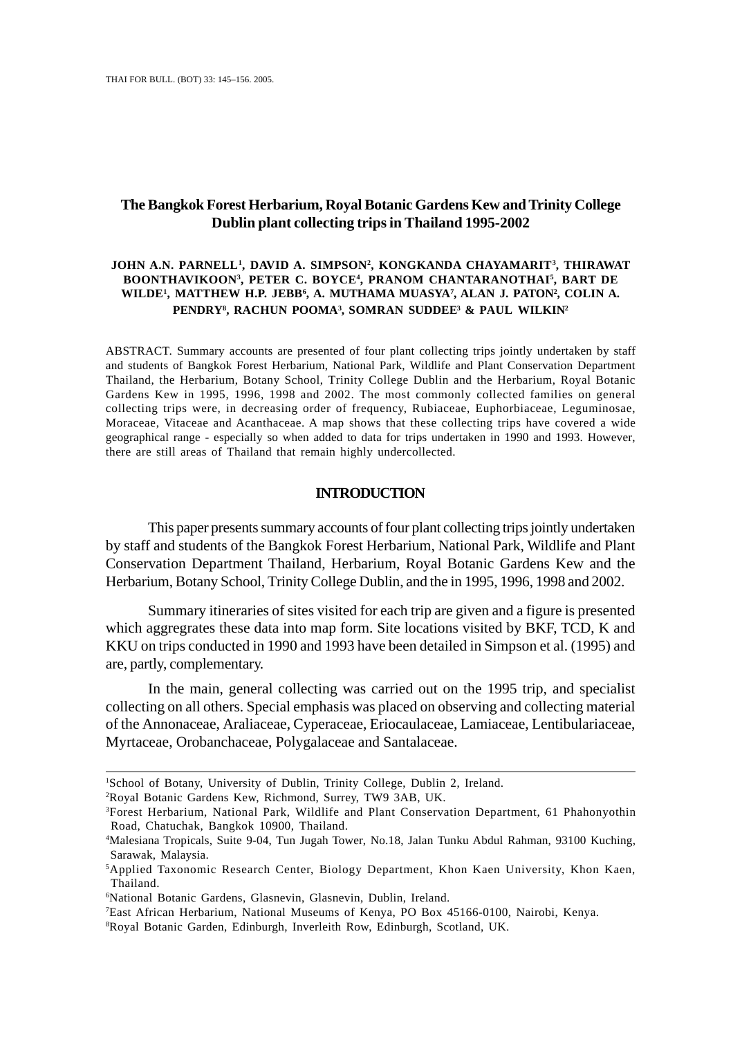# The Bangkok Forest Herbarium, Royal Botanic Gardens Kew and Trinity College Dublin plant collecting trips in Thailand 1995-2002

JOHN A.N. PARNELL[1], DAVID A. SIMPSON[2], KONGKANDA CHAYAMARIT[3], THIRAWAT BOONTHAVIKOON[3], PETER C. BOYCE[4], PRANOM CHANTARANOTHAI[5], BART DE WILDE[1], MATTHEW H.P. JEBB[6], A. MUTHAMA MUASYA[7], ALAN J. PATON[2], COLIN A. PENDRY[8], RACHUN POOMA[3], SOMRAN SUDDEE[3] & PAUL WILKIN[2]

ABSTRACT. Summary accounts are presented of four plant collecting trips jointly undertaken by staff and students of Bangkok Forest Herbarium, National Park, Wildlife and Plant Conservation Department Thailand, the Herbarium, Botany School, Trinity College Dublin and the Herbarium, Royal Botanic Gardens Kew in 1995, 1996, 1998 and 2002. The most commonly collected families on general collecting trips were, in decreasing order of frequency, Rubiaceae, Euphorbiaceae, Leguminosae, Moraceae, Vitaceae and Acanthaceae. A map shows that these collecting trips have covered a wide geographical range - especially so when added to data for trips undertaken in 1990 and 1993. However, there are still areas of Thailand that remain highly undercollected.

## INTRODUCTION

This paper presents summary accounts of four plant collecting trips jointly undertaken by staff and students of the Bangkok Forest Herbarium, National Park, Wildlife and Plant Conservation Department Thailand, Herbarium, Royal Botanic Gardens Kew and the Herbarium, Botany School, Trinity College Dublin, and the in 1995, 1996, 1998 and 2002.

Summary itineraries of sites visited for each trip are given and a figure is presented which aggregrates these data into map form. Site locations visited by BKF, TCD, K and KKU on trips conducted in 1990 and 1993 have been detailed in Simpson et al. (1995) and are, partly, complementary.

In the main, general collecting was carried out on the 1995 trip, and specialist collecting on all others. Special emphasis was placed on observing and collecting material of the Annonaceae, Araliaceae, Cyperaceae, Eriocaulaceae, Lamiaceae, Lentibulariaceae, Myrtaceae, Orobanchaceae, Polygalaceae and Santalaceae.

---

[1]School of Botany, University of Dublin, Trinity College, Dublin 2, Ireland.
[2]Royal Botanic Gardens Kew, Richmond, Surrey, TW9 3AB, UK.
[3]Forest Herbarium, National Park, Wildlife and Plant Conservation Department, 61 Phahonyothin Road, Chatuchak, Bangkok 10900, Thailand.
[4]Malesiana Tropicals, Suite 9-04, Tun Jugah Tower, No.18, Jalan Tunku Abdul Rahman, 93100 Kuching, Sarawak, Malaysia.
[5]Applied Taxonomic Research Center, Biology Department, Khon Kaen University, Khon Kaen, Thailand.
[6]National Botanic Gardens, Glasnevin, Glasnevin, Dublin, Ireland.
[7]East African Herbarium, National Museums of Kenya, PO Box 45166-0100, Nairobi, Kenya.
[8]Royal Botanic Garden, Edinburgh, Inverleith Row, Edinburgh, Scotland, UK.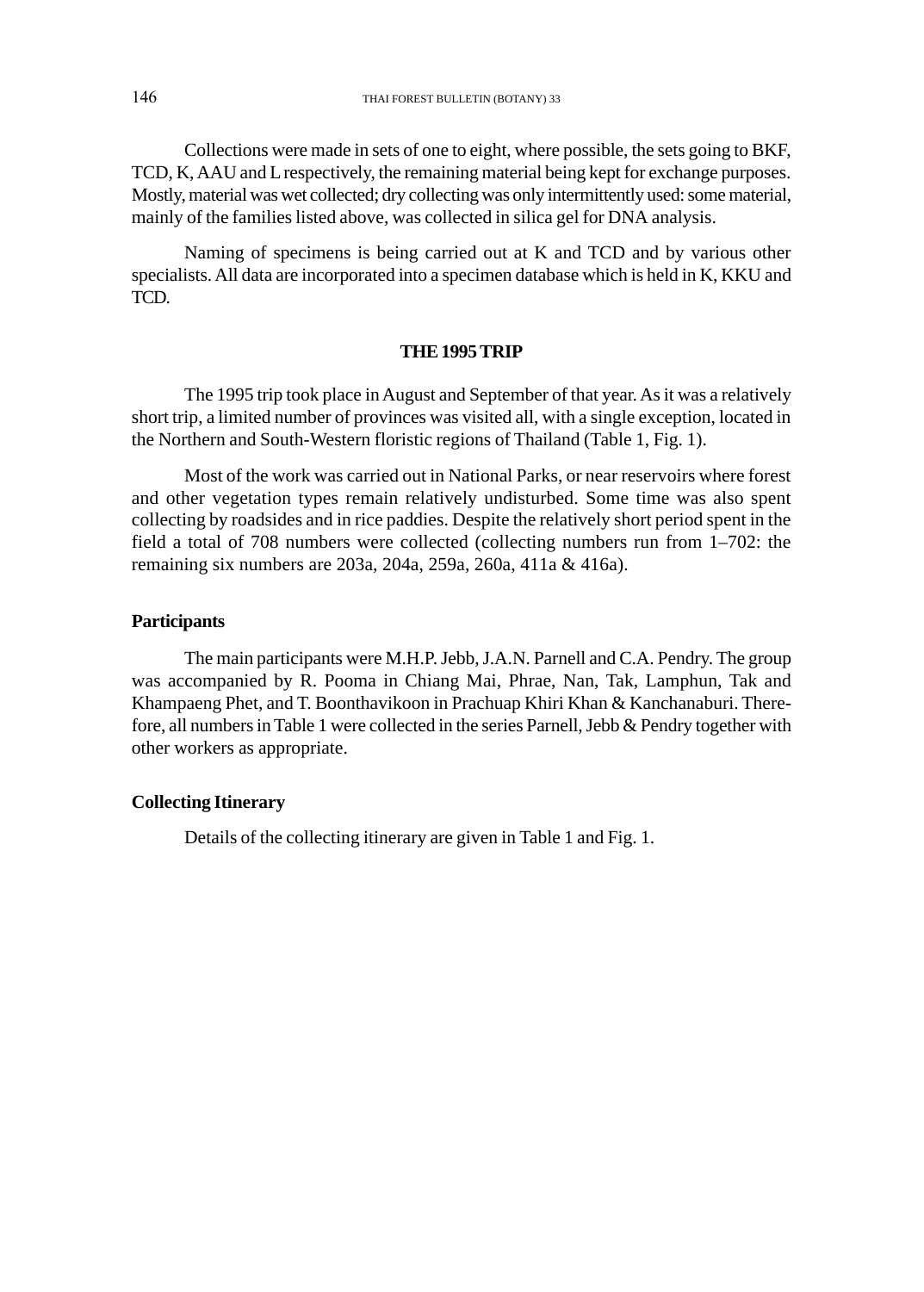Collections were made in sets of one to eight, where possible, the sets going to BKF, TCD, K, AAU and L respectively, the remaining material being kept for exchange purposes. Mostly, material was wet collected; dry collecting was only intermittently used: some material, mainly of the families listed above, was collected in silica gel for DNA analysis.

Naming of specimens is being carried out at K and TCD and by various other specialists. All data are incorporated into a specimen database which is held in K, KKU and TCD.

## THE 1995 TRIP

The 1995 trip took place in August and September of that year. As it was a relatively short trip, a limited number of provinces was visited all, with a single exception, located in the Northern and South-Western floristic regions of Thailand (Table 1, Fig. 1).

Most of the work was carried out in National Parks, or near reservoirs where forest and other vegetation types remain relatively undisturbed. Some time was also spent collecting by roadsides and in rice paddies. Despite the relatively short period spent in the field a total of 708 numbers were collected (collecting numbers run from 1–702: the remaining six numbers are 203a, 204a, 259a, 260a, 411a & 416a).

### Participants

The main participants were M.H.P. Jebb, J.A.N. Parnell and C.A. Pendry. The group was accompanied by R. Pooma in Chiang Mai, Phrae, Nan, Tak, Lamphun, Tak and Khampaeng Phet, and T. Boonthavikoon in Prachuap Khiri Khan & Kanchanaburi. Therefore, all numbers in Table 1 were collected in the series Parnell, Jebb & Pendry together with other workers as appropriate.

### Collecting Itinerary

Details of the collecting itinerary are given in Table 1 and Fig. 1.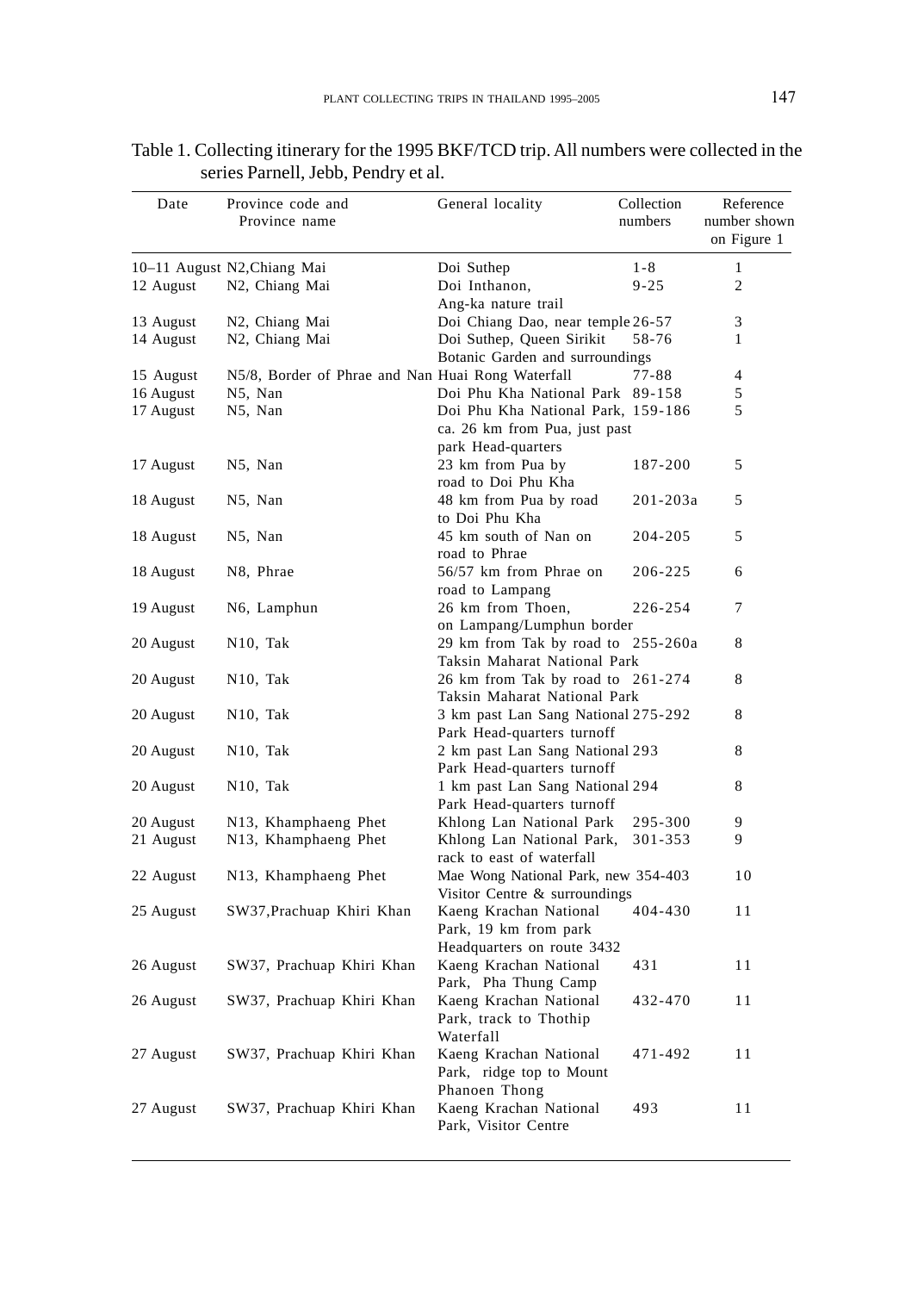Table 1. Collecting itinerary for the 1995 BKF/TCD trip. All numbers were collected in the series Parnell, Jebb, Pendry et al.

| Date | Province code and Province name | General locality | Collection numbers | Reference number shown on Figure 1 |
|---|---|---|---|---|
| 10–11 August | N2, Chiang Mai | Doi Suthep | 1-8 | 1 |
| 12 August | N2, Chiang Mai | Doi Inthanon, Ang-ka nature trail | 9-25 | 2 |
| 13 August | N2, Chiang Mai | Doi Chiang Dao, near temple | 26-57 | 3 |
| 14 August | N2, Chiang Mai | Doi Suthep, Queen Sirikit Botanic Garden and surroundings | 58-76 | 1 |
| 15 August | N5/8, Border of Phrae and Nan | Huai Rong Waterfall | 77-88 | 4 |
| 16 August | N5, Nan | Doi Phu Kha National Park | 89-158 | 5 |
| 17 August | N5, Nan | Doi Phu Kha National Park, ca. 26 km from Pua, just past park Head-quarters | 159-186 | 5 |
| 17 August | N5, Nan | 23 km from Pua by road to Doi Phu Kha | 187-200 | 5 |
| 18 August | N5, Nan | 48 km from Pua by road to Doi Phu Kha | 201-203a | 5 |
| 18 August | N5, Nan | 45 km south of Nan on road to Phrae | 204-205 | 5 |
| 18 August | N8, Phrae | 56/57 km from Phrae on road to Lampang | 206-225 | 6 |
| 19 August | N6, Lamphun | 26 km from Thoen, on Lampang/Lumphun border | 226-254 | 7 |
| 20 August | N10, Tak | 29 km from Tak by road to Taksin Maharat National Park | 255-260a | 8 |
| 20 August | N10, Tak | 26 km from Tak by road to Taksin Maharat National Park | 261-274 | 8 |
| 20 August | N10, Tak | 3 km past Lan Sang National Park Head-quarters turnoff | 275-292 | 8 |
| 20 August | N10, Tak | 2 km past Lan Sang National Park Head-quarters turnoff | 293 | 8 |
| 20 August | N10, Tak | 1 km past Lan Sang National Park Head-quarters turnoff | 294 | 8 |
| 20 August | N13, Khamphaeng Phet | Khlong Lan National Park | 295-300 | 9 |
| 21 August | N13, Khamphaeng Phet | Khlong Lan National Park, rack to east of waterfall | 301-353 | 9 |
| 22 August | N13, Khamphaeng Phet | Mae Wong National Park, new Visitor Centre & surroundings | 354-403 | 10 |
| 25 August | SW37, Prachuap Khiri Khan | Kaeng Krachan National Park, 19 km from park Headquarters on route 3432 | 404-430 | 11 |
| 26 August | SW37, Prachuap Khiri Khan | Kaeng Krachan National Park, Pha Thung Camp | 431 | 11 |
| 26 August | SW37, Prachuap Khiri Khan | Kaeng Krachan National Park, track to Thothip Waterfall | 432-470 | 11 |
| 27 August | SW37, Prachuap Khiri Khan | Kaeng Krachan National Park, ridge top to Mount Phanoen Thong | 471-492 | 11 |
| 27 August | SW37, Prachuap Khiri Khan | Kaeng Krachan National Park, Visitor Centre | 493 | 11 |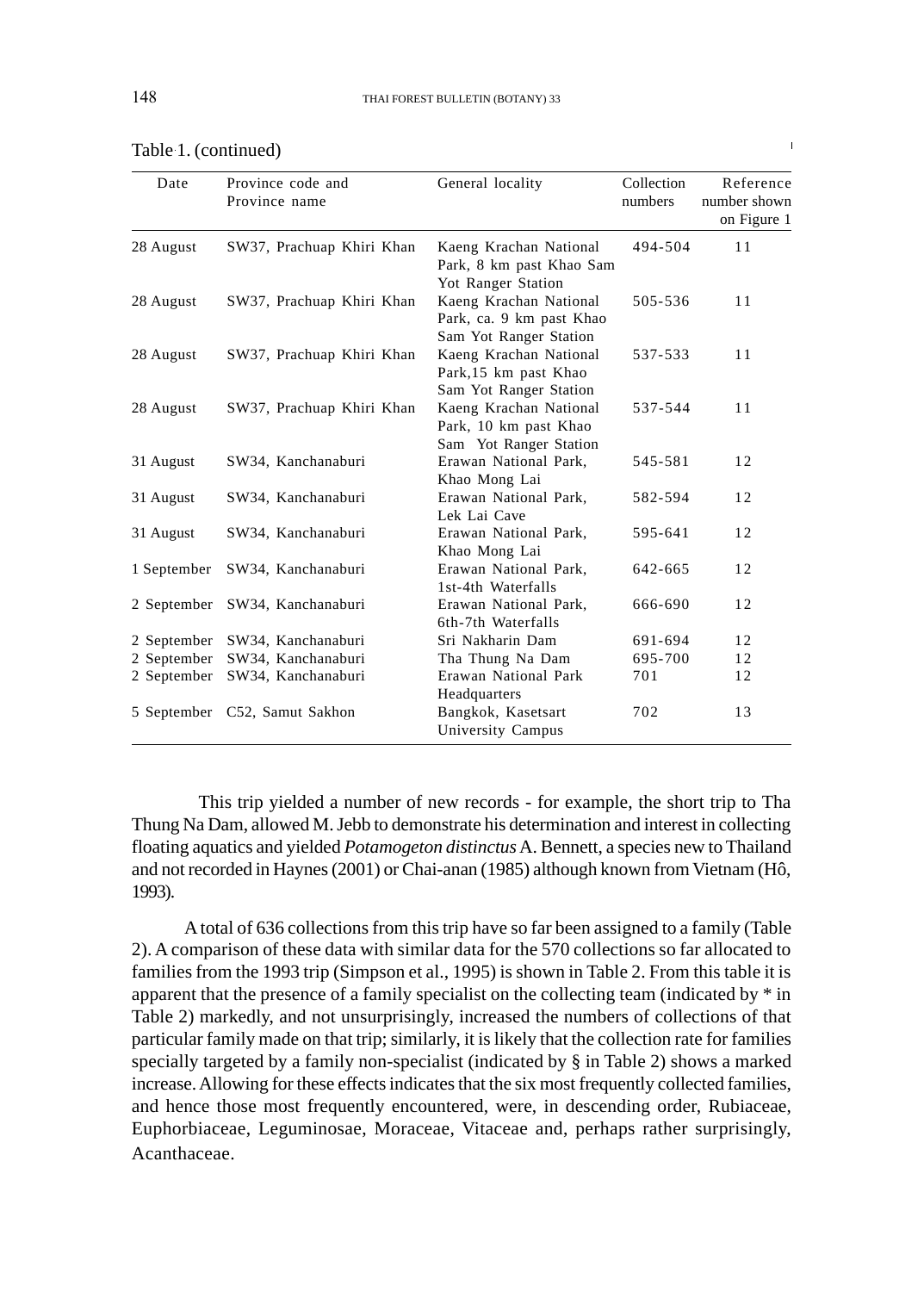Table 1. (continued)

| Date | Province code and Province name | General locality | Collection numbers | Reference number shown on Figure 1 |
|---|---|---|---|---|
| 28 August | SW37, Prachuap Khiri Khan | Kaeng Krachan National Park, 8 km past Khao Sam Yot Ranger Station | 494-504 | 11 |
| 28 August | SW37, Prachuap Khiri Khan | Kaeng Krachan National Park, ca. 9 km past Khao Sam Yot Ranger Station | 505-536 | 11 |
| 28 August | SW37, Prachuap Khiri Khan | Kaeng Krachan National Park,15 km past Khao Sam Yot Ranger Station | 537-533 | 11 |
| 28 August | SW37, Prachuap Khiri Khan | Kaeng Krachan National Park, 10 km past Khao Sam Yot Ranger Station | 537-544 | 11 |
| 31 August | SW34, Kanchanaburi | Erawan National Park, Khao Mong Lai | 545-581 | 12 |
| 31 August | SW34, Kanchanaburi | Erawan National Park, Lek Lai Cave | 582-594 | 12 |
| 31 August | SW34, Kanchanaburi | Erawan National Park, Khao Mong Lai | 595-641 | 12 |
| 1 September | SW34, Kanchanaburi | Erawan National Park, 1st-4th Waterfalls | 642-665 | 12 |
| 2 September | SW34, Kanchanaburi | Erawan National Park, 6th-7th Waterfalls | 666-690 | 12 |
| 2 September | SW34, Kanchanaburi | Sri Nakharin Dam | 691-694 | 12 |
| 2 September | SW34, Kanchanaburi | Tha Thung Na Dam | 695-700 | 12 |
| 2 September | SW34, Kanchanaburi | Erawan National Park Headquarters | 701 | 12 |
| 5 September | C52, Samut Sakhon | Bangkok, Kasetsart University Campus | 702 | 13 |

This trip yielded a number of new records - for example, the short trip to Tha Thung Na Dam, allowed M. Jebb to demonstrate his determination and interest in collecting floating aquatics and yielded *Potamogeton distinctus* A. Bennett, a species new to Thailand and not recorded in Haynes (2001) or Chai-anan (1985) although known from Vietnam (Hô, 1993).

A total of 636 collections from this trip have so far been assigned to a family (Table 2). A comparison of these data with similar data for the 570 collections so far allocated to families from the 1993 trip (Simpson et al., 1995) is shown in Table 2. From this table it is apparent that the presence of a family specialist on the collecting team (indicated by * in Table 2) markedly, and not unsurprisingly, increased the numbers of collections of that particular family made on that trip; similarly, it is likely that the collection rate for families specially targeted by a family non-specialist (indicated by § in Table 2) shows a marked increase. Allowing for these effects indicates that the six most frequently collected families, and hence those most frequently encountered, were, in descending order, Rubiaceae, Euphorbiaceae, Leguminosae, Moraceae, Vitaceae and, perhaps rather surprisingly, Acanthaceae.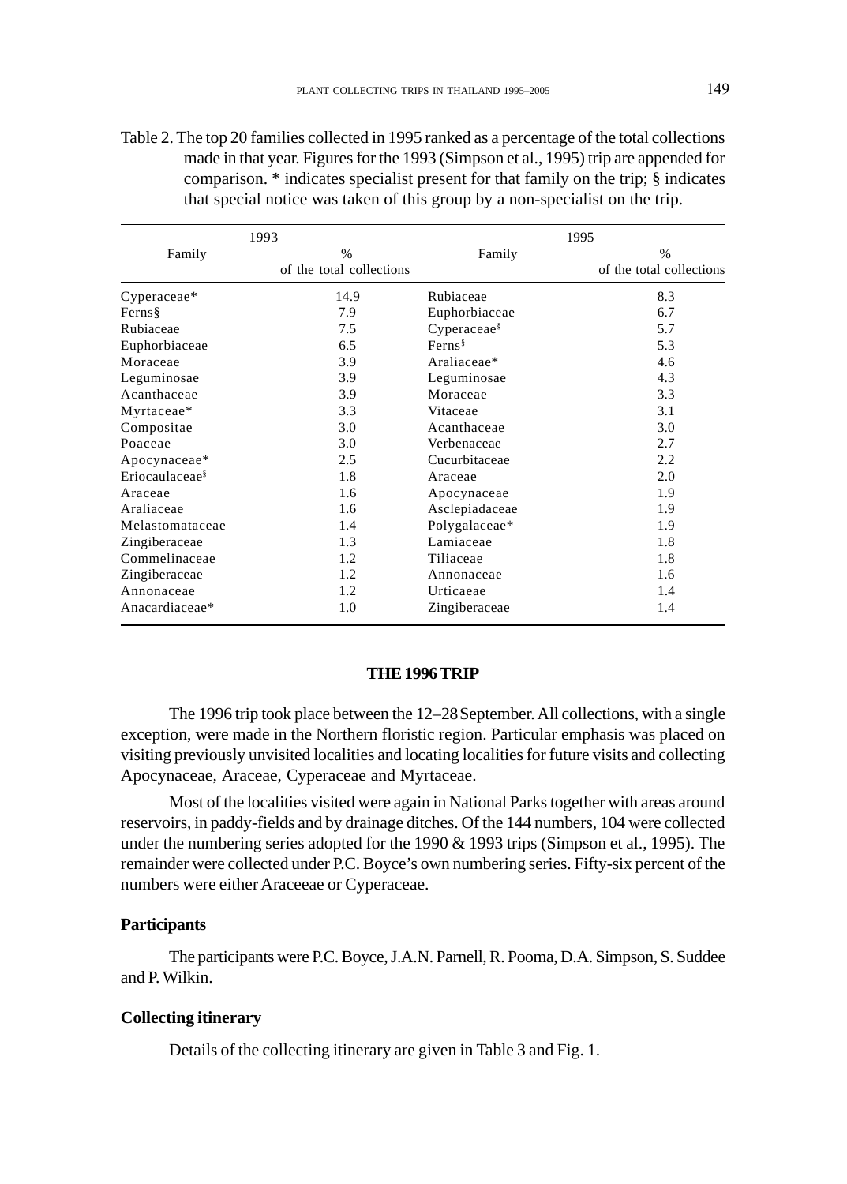Table 2. The top 20 families collected in 1995 ranked as a percentage of the total collections made in that year. Figures for the 1993 (Simpson et al., 1995) trip are appended for comparison. * indicates specialist present for that family on the trip; § indicates that special notice was taken of this group by a non-specialist on the trip.

| 1993 | | 1995 | |
|---|---|---|---|
| Family | % of the total collections | Family | % of the total collections |
| Cyperaceae* | 14.9 | Rubiaceae | 8.3 |
| Ferns§ | 7.9 | Euphorbiaceae | 6.7 |
| Rubiaceae | 7.5 | Cyperaceae§ | 5.7 |
| Euphorbiaceae | 6.5 | Ferns§ | 5.3 |
| Moraceae | 3.9 | Araliaceae* | 4.6 |
| Leguminosae | 3.9 | Leguminosae | 4.3 |
| Acanthaceae | 3.9 | Moraceae | 3.3 |
| Myrtaceae* | 3.3 | Vitaceae | 3.1 |
| Compositae | 3.0 | Acanthaceae | 3.0 |
| Poaceae | 3.0 | Verbenaceae | 2.7 |
| Apocynaceae* | 2.5 | Cucurbitaceae | 2.2 |
| Eriocaulaceae§ | 1.8 | Araceae | 2.0 |
| Araceae | 1.6 | Apocynaceae | 1.9 |
| Araliaceae | 1.6 | Asclepiadaceae | 1.9 |
| Melastomataceae | 1.4 | Polygalaceae* | 1.9 |
| Zingiberaceae | 1.3 | Lamiaceae | 1.8 |
| Commelinaceae | 1.2 | Tiliaceae | 1.8 |
| Zingiberaceae | 1.2 | Annonaceae | 1.6 |
| Annonaceae | 1.2 | Urticaeae | 1.4 |
| Anacardiaceae* | 1.0 | Zingiberaceae | 1.4 |

## THE 1996 TRIP

The 1996 trip took place between the 12–28 September. All collections, with a single exception, were made in the Northern floristic region. Particular emphasis was placed on visiting previously unvisited localities and locating localities for future visits and collecting Apocynaceae, Araceae, Cyperaceae and Myrtaceae.

Most of the localities visited were again in National Parks together with areas around reservoirs, in paddy-fields and by drainage ditches. Of the 144 numbers, 104 were collected under the numbering series adopted for the 1990 & 1993 trips (Simpson et al., 1995). The remainder were collected under P.C. Boyce's own numbering series. Fifty-six percent of the numbers were either Araceeae or Cyperaceae.

### Participants

The participants were P.C. Boyce, J.A.N. Parnell, R. Pooma, D.A. Simpson, S. Suddee and P. Wilkin.

### Collecting itinerary

Details of the collecting itinerary are given in Table 3 and Fig. 1.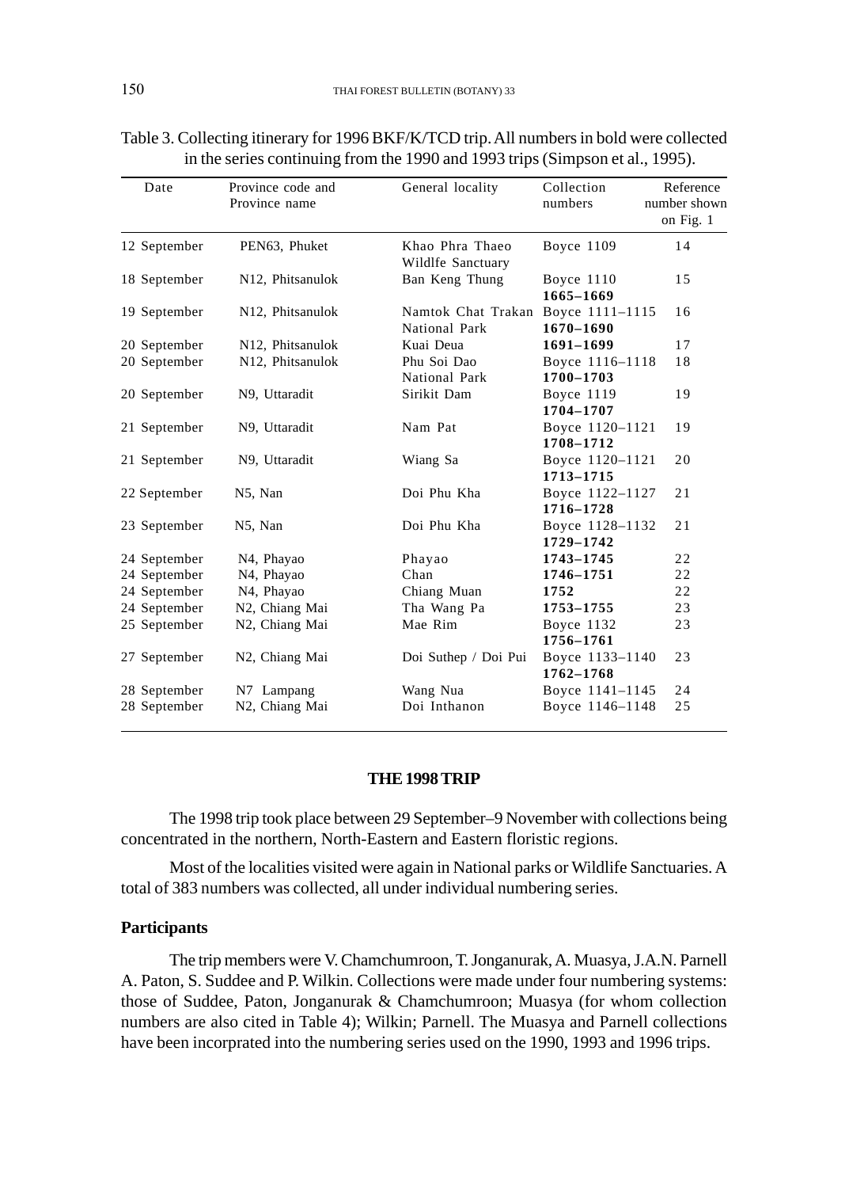Table 3. Collecting itinerary for 1996 BKF/K/TCD trip. All numbers in bold were collected in the series continuing from the 1990 and 1993 trips (Simpson et al., 1995).

| Date | Province code and Province name | General locality | Collection numbers | Reference number shown on Fig. 1 |
|---|---|---|---|---|
| 12 September | PEN63, Phuket | Khao Phra Thaeo Wildlfe Sanctuary | Boyce 1109 | 14 |
| 18 September | N12, Phitsanulok | Ban Keng Thung | Boyce 1110 **1665–1669** | 15 |
| 19 September | N12, Phitsanulok | Namtok Chat Trakan National Park | Boyce 1111–1115 **1670–1690** | 16 |
| 20 September | N12, Phitsanulok | Kuai Deua | **1691–1699** | 17 |
| 20 September | N12, Phitsanulok | Phu Soi Dao National Park | Boyce 1116–1118 **1700–1703** | 18 |
| 20 September | N9, Uttaradit | Sirikit Dam | Boyce 1119 **1704–1707** | 19 |
| 21 September | N9, Uttaradit | Nam Pat | Boyce 1120–1121 **1708–1712** | 19 |
| 21 September | N9, Uttaradit | Wiang Sa | Boyce 1120–1121 **1713–1715** | 20 |
| 22 September | N5, Nan | Doi Phu Kha | Boyce 1122–1127 **1716–1728** | 21 |
| 23 September | N5, Nan | Doi Phu Kha | Boyce 1128–1132 **1729–1742** | 21 |
| 24 September | N4, Phayao | Phayao | **1743–1745** | 22 |
| 24 September | N4, Phayao | Chan | **1746–1751** | 22 |
| 24 September | N4, Phayao | Chiang Muan | **1752** | 22 |
| 24 September | N2, Chiang Mai | Tha Wang Pa | **1753–1755** | 23 |
| 25 September | N2, Chiang Mai | Mae Rim | Boyce 1132 **1756–1761** | 23 |
| 27 September | N2, Chiang Mai | Doi Suthep / Doi Pui | Boyce 1133–1140 **1762–1768** | 23 |
| 28 September | N7 Lampang | Wang Nua | Boyce 1141–1145 | 24 |
| 28 September | N2, Chiang Mai | Doi Inthanon | Boyce 1146–1148 | 25 |

## THE 1998 TRIP

The 1998 trip took place between 29 September–9 November with collections being concentrated in the northern, North-Eastern and Eastern floristic regions.

Most of the localities visited were again in National parks or Wildlife Sanctuaries. A total of 383 numbers was collected, all under individual numbering series.

### Participants

The trip members were V. Chamchumroon, T. Jonganurak, A. Muasya, J.A.N. Parnell A. Paton, S. Suddee and P. Wilkin. Collections were made under four numbering systems: those of Suddee, Paton, Jonganurak & Chamchumroon; Muasya (for whom collection numbers are also cited in Table 4); Wilkin; Parnell. The Muasya and Parnell collections have been incorprated into the numbering series used on the 1990, 1993 and 1996 trips.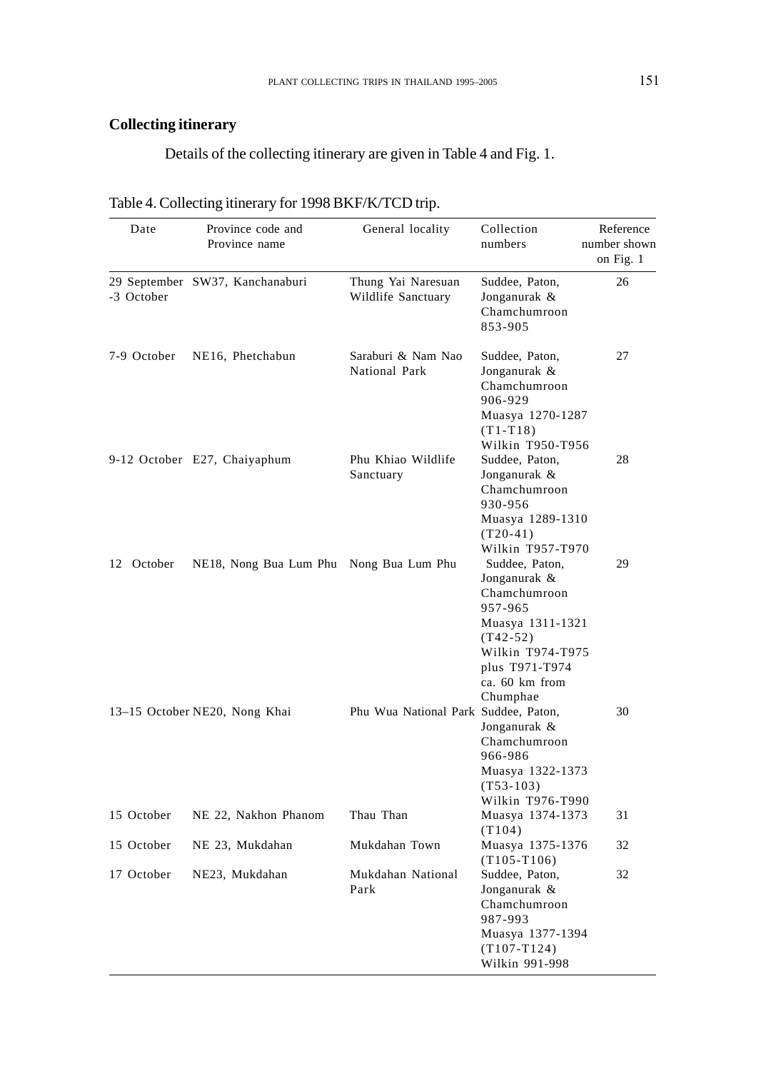## Collecting itinerary

Details of the collecting itinerary are given in Table 4 and Fig. 1.

Table 4. Collecting itinerary for 1998 BKF/K/TCD trip.

| Date | Province code and Province name | General locality | Collection numbers | Reference number shown on Fig. 1 |
|---|---|---|---|---|
| 29 September -3 October | SW37, Kanchanaburi | Thung Yai Naresuan Wildlife Sanctuary | Suddee, Paton, Jonganurak & Chamchumroon 853-905 | 26 |
| 7-9 October | NE16, Phetchabun | Saraburi & Nam Nao National Park | Suddee, Paton, Jonganurak & Chamchumroon 906-929 Muasya 1270-1287 (T1-T18) Wilkin T950-T956 | 27 |
| 9-12 October | E27, Chaiyaphum | Phu Khiao Wildlife Sanctuary | Suddee, Paton, Jonganurak & Chamchumroon 930-956 Muasya 1289-1310 (T20-41) Wilkin T957-T970 | 28 |
| 12 October | NE18, Nong Bua Lum Phu | Nong Bua Lum Phu | Suddee, Paton, Jonganurak & Chamchumroon 957-965 Muasya 1311-1321 (T42-52) Wilkin T974-T975 plus T971-T974 ca. 60 km from Chumphae | 29 |
| 13–15 October | NE20, Nong Khai | Phu Wua National Park | Suddee, Paton, Jonganurak & Chamchumroon 966-986 Muasya 1322-1373 (T53-103) Wilkin T976-T990 | 30 |
| 15 October | NE 22, Nakhon Phanom | Thau Than | Muasya 1374-1373 (T104) | 31 |
| 15 October | NE 23, Mukdahan | Mukdahan Town | Muasya 1375-1376 (T105-T106) | 32 |
| 17 October | NE23, Mukdahan | Mukdahan National Park | Suddee, Paton, Jonganurak & Chamchumroon 987-993 Muasya 1377-1394 (T107-T124) Wilkin 991-998 | 32 |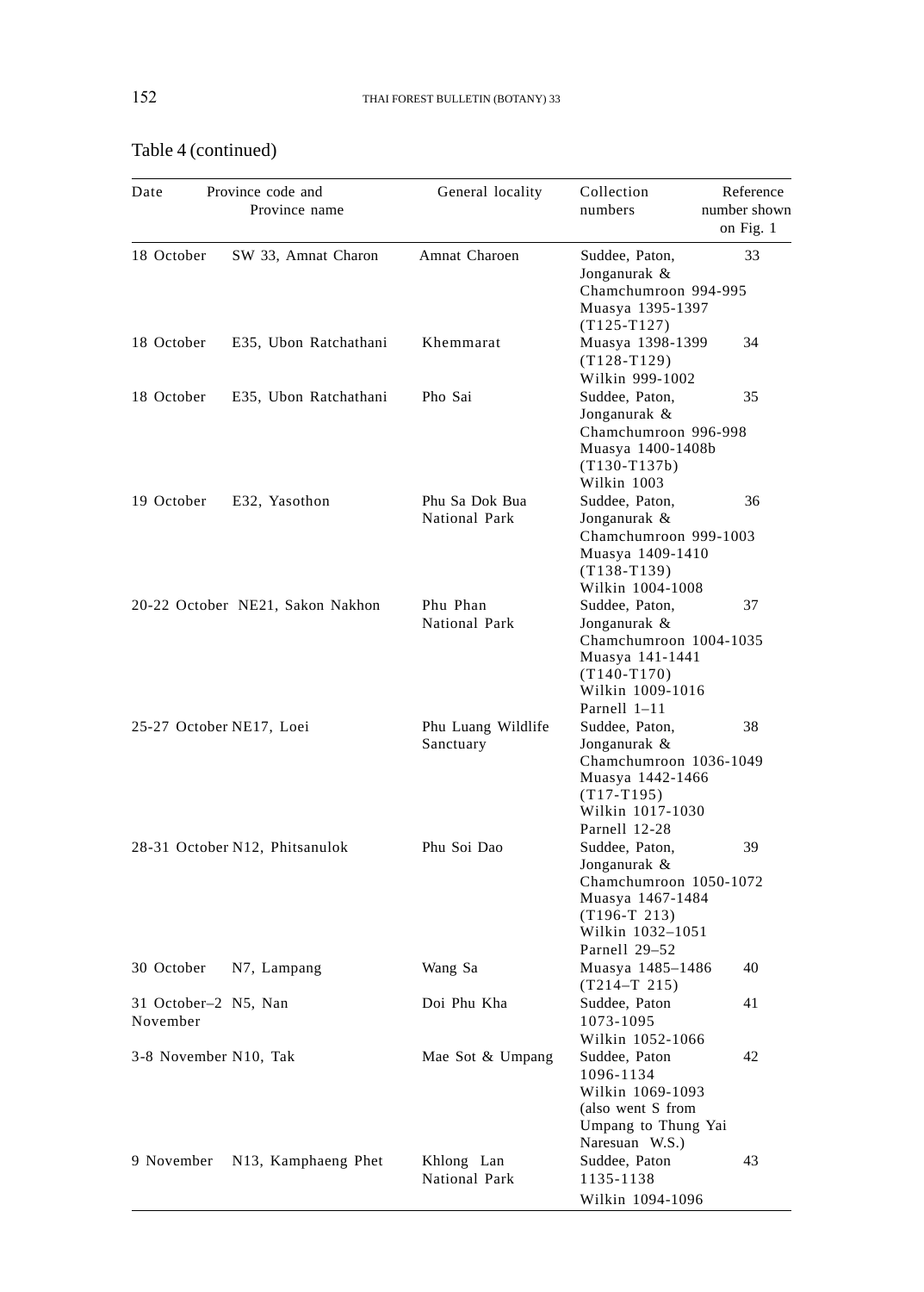Table 4 (continued)

| Date | Province code and Province name | General locality | Collection numbers | Reference number shown on Fig. 1 |
|---|---|---|---|---|
| 18 October | SW 33, Amnat Charon | Amnat Charoen | Suddee, Paton, Jonganurak & Chamchumroon 994-995 Muasya 1395-1397 (T125-T127) | 33 |
| 18 October | E35, Ubon Ratchathani | Khemmarat | Muasya 1398-1399 (T128-T129) Wilkin 999-1002 | 34 |
| 18 October | E35, Ubon Ratchathani | Pho Sai | Suddee, Paton, Jonganurak & Chamchumroon 996-998 Muasya 1400-1408b (T130-T137b) Wilkin 1003 | 35 |
| 19 October | E32, Yasothon | Phu Sa Dok Bua National Park | Suddee, Paton, Jonganurak & Chamchumroon 999-1003 Muasya 1409-1410 (T138-T139) Wilkin 1004-1008 | 36 |
| 20-22 October | NE21, Sakon Nakhon | Phu Phan National Park | Suddee, Paton, Jonganurak & Chamchumroon 1004-1035 Muasya 141-1441 (T140-T170) Wilkin 1009-1016 Parnell 1–11 | 37 |
| 25-27 October | NE17, Loei | Phu Luang Wildlife Sanctuary | Suddee, Paton, Jonganurak & Chamchumroon 1036-1049 Muasya 1442-1466 (T17-T195) Wilkin 1017-1030 Parnell 12-28 | 38 |
| 28-31 October | N12, Phitsanulok | Phu Soi Dao | Suddee, Paton, Jonganurak & Chamchumroon 1050-1072 Muasya 1467-1484 (T196-T 213) Wilkin 1032–1051 Parnell 29–52 | 39 |
| 30 October | N7, Lampang | Wang Sa | Muasya 1485–1486 (T214–T 215) | 40 |
| 31 October–2 November | N5, Nan | Doi Phu Kha | Suddee, Paton 1073-1095 Wilkin 1052-1066 | 41 |
| 3-8 November | N10, Tak | Mae Sot & Umpang | Suddee, Paton 1096-1134 Wilkin 1069-1093 (also went S from Umpang to Thung Yai Naresuan W.S.) | 42 |
| 9 November | N13, Kamphaeng Phet | Khlong Lan National Park | Suddee, Paton 1135-1138 Wilkin 1094-1096 | 43 |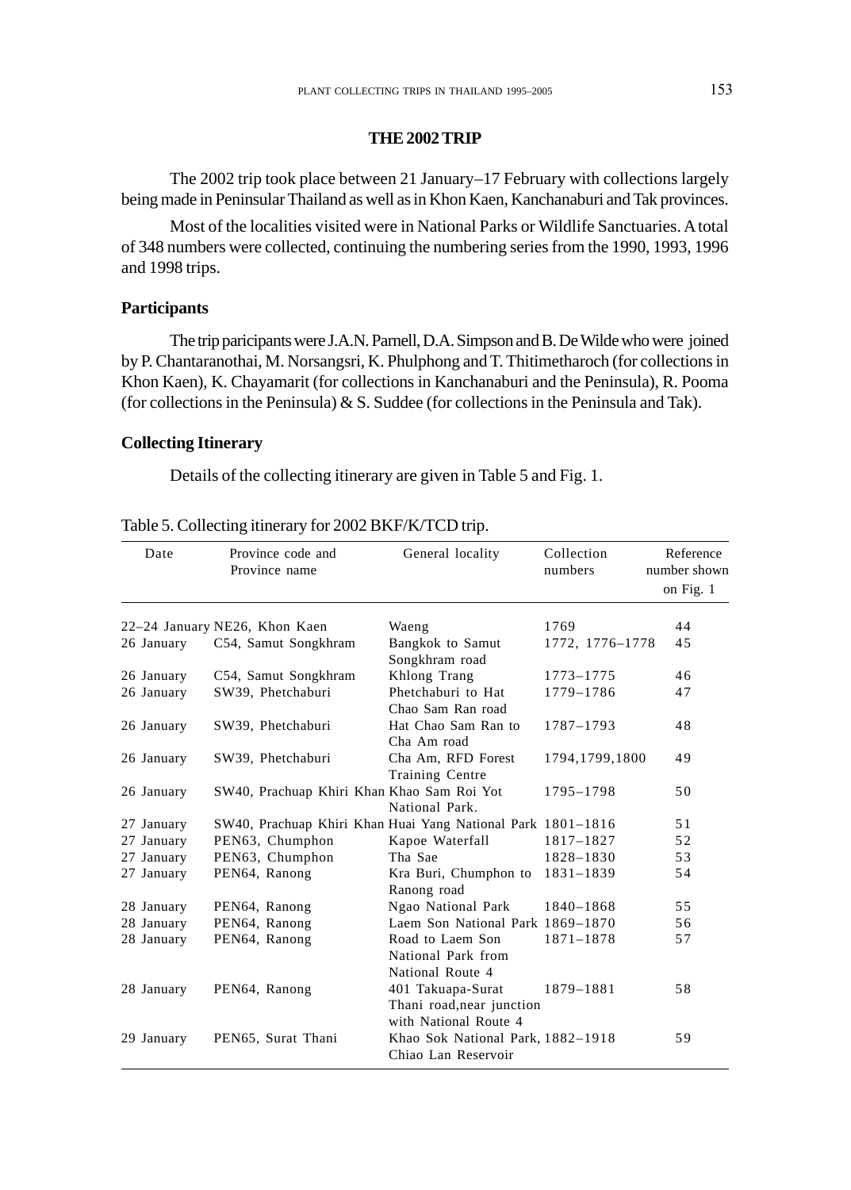## THE 2002 TRIP

The 2002 trip took place between 21 January–17 February with collections largely being made in Peninsular Thailand as well as in Khon Kaen, Kanchanaburi and Tak provinces.

Most of the localities visited were in National Parks or Wildlife Sanctuaries. A total of 348 numbers were collected, continuing the numbering series from the 1990, 1993, 1996 and 1998 trips.

### Participants

The trip paricipants were J.A.N. Parnell, D.A. Simpson and B. De Wilde who were joined by P. Chantaranothai, M. Norsangsri, K. Phulphong and T. Thitimetharoch (for collections in Khon Kaen), K. Chayamarit (for collections in Kanchanaburi and the Peninsula), R. Pooma (for collections in the Peninsula) & S. Suddee (for collections in the Peninsula and Tak).

### Collecting Itinerary

Details of the collecting itinerary are given in Table 5 and Fig. 1.

Table 5. Collecting itinerary for 2002 BKF/K/TCD trip.

| Date | Province code and Province name | General locality | Collection numbers | Reference number shown on Fig. 1 |
|---|---|---|---|---|
| 22–24 January | NE26, Khon Kaen | Waeng | 1769 | 44 |
| 26 January | C54, Samut Songkhram | Bangkok to Samut Songkhram road | 1772, 1776–1778 | 45 |
| 26 January | C54, Samut Songkhram | Khlong Trang | 1773–1775 | 46 |
| 26 January | SW39, Phetchaburi | Phetchaburi to Hat Chao Sam Ran road | 1779–1786 | 47 |
| 26 January | SW39, Phetchaburi | Hat Chao Sam Ran to Cha Am road | 1787–1793 | 48 |
| 26 January | SW39, Phetchaburi | Cha Am, RFD Forest Training Centre | 1794,1799,1800 | 49 |
| 26 January | SW40, Prachuap Khiri Khan | Khao Sam Roi Yot National Park. | 1795–1798 | 50 |
| 27 January | SW40, Prachuap Khiri Khan | Huai Yang National Park | 1801–1816 | 51 |
| 27 January | PEN63, Chumphon | Kapoe Waterfall | 1817–1827 | 52 |
| 27 January | PEN63, Chumphon | Tha Sae | 1828–1830 | 53 |
| 27 January | PEN64, Ranong | Kra Buri, Chumphon to Ranong road | 1831–1839 | 54 |
| 28 January | PEN64, Ranong | Ngao National Park | 1840–1868 | 55 |
| 28 January | PEN64, Ranong | Laem Son National Park | 1869–1870 | 56 |
| 28 January | PEN64, Ranong | Road to Laem Son National Park from National Route 4 | 1871–1878 | 57 |
| 28 January | PEN64, Ranong | 401 Takuapa-Surat Thani road,near junction with National Route 4 | 1879–1881 | 58 |
| 29 January | PEN65, Surat Thani | Khao Sok National Park, Chiao Lan Reservoir | 1882–1918 | 59 |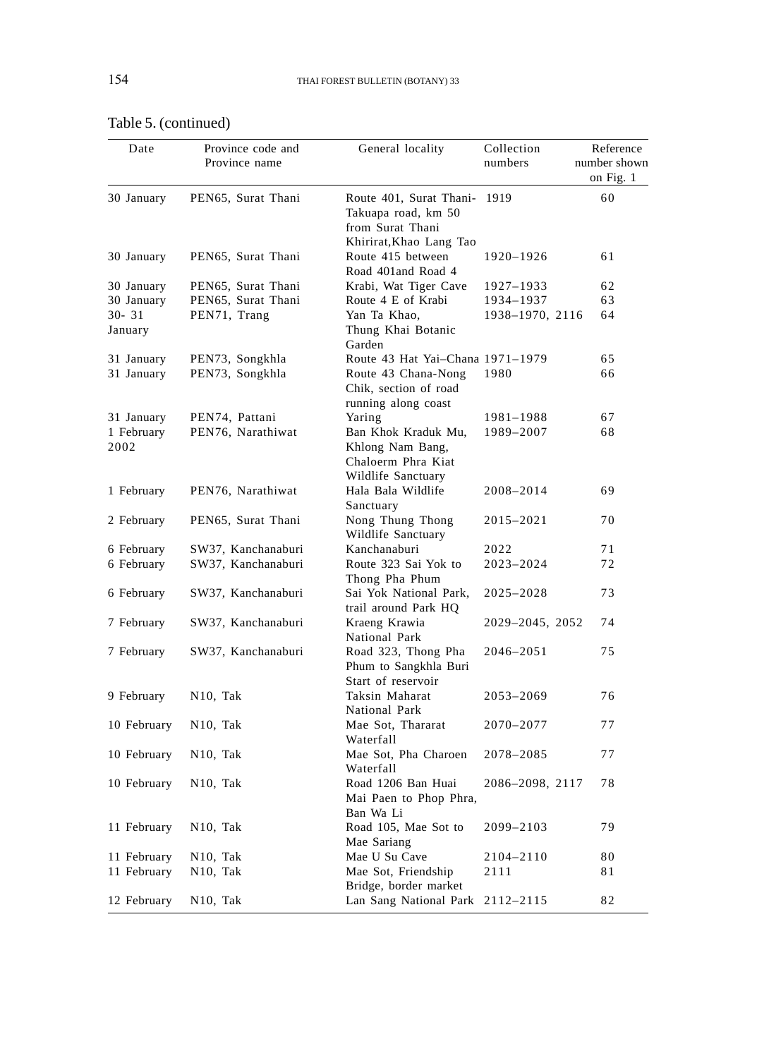Table 5. (continued)

| Date | Province code and Province name | General locality | Collection numbers | Reference number shown on Fig. 1 |
|---|---|---|---|---|
| 30 January | PEN65, Surat Thani | Route 401, Surat Thani-Takuapa road, km 50 from Surat Thani Khirirat,Khao Lang Tao | 1919 | 60 |
| 30 January | PEN65, Surat Thani | Route 415 between Road 401and Road 4 | 1920–1926 | 61 |
| 30 January | PEN65, Surat Thani | Krabi, Wat Tiger Cave | 1927–1933 | 62 |
| 30 January | PEN65, Surat Thani | Route 4 E of Krabi | 1934–1937 | 63 |
| 30- 31 January | PEN71, Trang | Yan Ta Khao, Thung Khai Botanic Garden | 1938–1970, 2116 | 64 |
| 31 January | PEN73, Songkhla | Route 43 Hat Yai–Chana | 1971–1979 | 65 |
| 31 January | PEN73, Songkhla | Route 43 Chana-Nong Chik, section of road running along coast | 1980 | 66 |
| 31 January | PEN74, Pattani | Yaring | 1981–1988 | 67 |
| 1 February 2002 | PEN76, Narathiwat | Ban Khok Kraduk Mu, Khlong Nam Bang, Chaloerm Phra Kiat Wildlife Sanctuary | 1989–2007 | 68 |
| 1 February | PEN76, Narathiwat | Hala Bala Wildlife Sanctuary | 2008–2014 | 69 |
| 2 February | PEN65, Surat Thani | Nong Thung Thong Wildlife Sanctuary | 2015–2021 | 70 |
| 6 February | SW37, Kanchanaburi | Kanchanaburi | 2022 | 71 |
| 6 February | SW37, Kanchanaburi | Route 323 Sai Yok to Thong Pha Phum | 2023–2024 | 72 |
| 6 February | SW37, Kanchanaburi | Sai Yok National Park, trail around Park HQ | 2025–2028 | 73 |
| 7 February | SW37, Kanchanaburi | Kraeng Krawia National Park | 2029–2045, 2052 | 74 |
| 7 February | SW37, Kanchanaburi | Road 323, Thong Pha Phum to Sangkhla Buri Start of reservoir | 2046–2051 | 75 |
| 9 February | N10, Tak | Taksin Maharat National Park | 2053–2069 | 76 |
| 10 February | N10, Tak | Mae Sot, Thararat Waterfall | 2070–2077 | 77 |
| 10 February | N10, Tak | Mae Sot, Pha Charoen Waterfall | 2078–2085 | 77 |
| 10 February | N10, Tak | Road 1206 Ban Huai Mai Paen to Phop Phra, Ban Wa Li | 2086–2098, 2117 | 78 |
| 11 February | N10, Tak | Road 105, Mae Sot to Mae Sariang | 2099–2103 | 79 |
| 11 February | N10, Tak | Mae U Su Cave | 2104–2110 | 80 |
| 11 February | N10, Tak | Mae Sot, Friendship Bridge, border market | 2111 | 81 |
| 12 February | N10, Tak | Lan Sang National Park | 2112–2115 | 82 |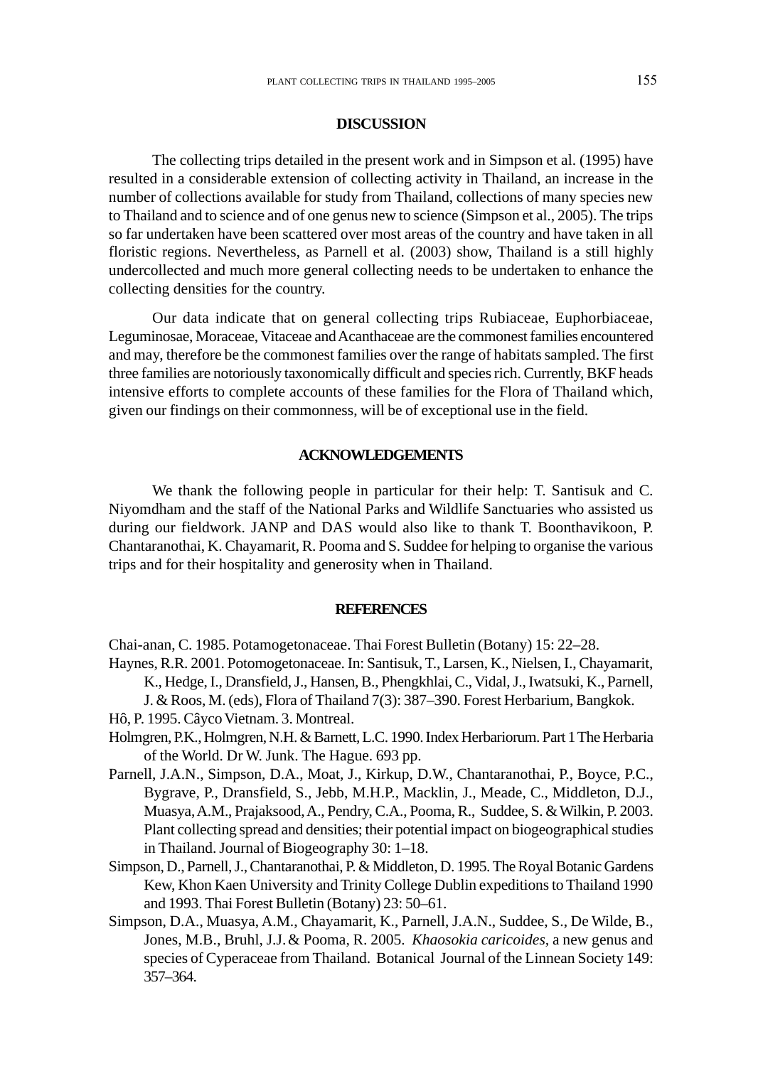## DISCUSSION

The collecting trips detailed in the present work and in Simpson et al. (1995) have resulted in a considerable extension of collecting activity in Thailand, an increase in the number of collections available for study from Thailand, collections of many species new to Thailand and to science and of one genus new to science (Simpson et al., 2005). The trips so far undertaken have been scattered over most areas of the country and have taken in all floristic regions. Nevertheless, as Parnell et al. (2003) show, Thailand is a still highly undercollected and much more general collecting needs to be undertaken to enhance the collecting densities for the country.

Our data indicate that on general collecting trips Rubiaceae, Euphorbiaceae, Leguminosae, Moraceae, Vitaceae and Acanthaceae are the commonest families encountered and may, therefore be the commonest families over the range of habitats sampled. The first three families are notoriously taxonomically difficult and species rich. Currently, BKF heads intensive efforts to complete accounts of these families for the Flora of Thailand which, given our findings on their commonness, will be of exceptional use in the field.

## ACKNOWLEDGEMENTS

We thank the following people in particular for their help: T. Santisuk and C. Niyomdham and the staff of the National Parks and Wildlife Sanctuaries who assisted us during our fieldwork. JANP and DAS would also like to thank T. Boonthavikoon, P. Chantaranothai, K. Chayamarit, R. Pooma and S. Suddee for helping to organise the various trips and for their hospitality and generosity when in Thailand.

## REFERENCES

Chai-anan, C. 1985. Potamogetonaceae. Thai Forest Bulletin (Botany) 15: 22–28.

Haynes, R.R. 2001. Potomogetonaceae. In: Santisuk, T., Larsen, K., Nielsen, I., Chayamarit, K., Hedge, I., Dransfield, J., Hansen, B., Phengkhlai, C., Vidal, J., Iwatsuki, K., Parnell, J. & Roos, M. (eds), Flora of Thailand 7(3): 387–390. Forest Herbarium, Bangkok.

Hô, P. 1995. Câyco Vietnam. 3. Montreal.

Holmgren, P.K., Holmgren, N.H. & Barnett, L.C. 1990. Index Herbariorum. Part 1 The Herbaria of the World. Dr W. Junk. The Hague. 693 pp.

Parnell, J.A.N., Simpson, D.A., Moat, J., Kirkup, D.W., Chantaranothai, P., Boyce, P.C., Bygrave, P., Dransfield, S., Jebb, M.H.P., Macklin, J., Meade, C., Middleton, D.J., Muasya, A.M., Prajaksood, A., Pendry, C.A., Pooma, R., Suddee, S. & Wilkin, P. 2003. Plant collecting spread and densities; their potential impact on biogeographical studies in Thailand. Journal of Biogeography 30: 1–18.

Simpson, D., Parnell, J., Chantaranothai, P. & Middleton, D. 1995. The Royal Botanic Gardens Kew, Khon Kaen University and Trinity College Dublin expeditions to Thailand 1990 and 1993. Thai Forest Bulletin (Botany) 23: 50–61.

Simpson, D.A., Muasya, A.M., Chayamarit, K., Parnell, J.A.N., Suddee, S., De Wilde, B., Jones, M.B., Bruhl, J.J. & Pooma, R. 2005. *Khaosokia caricoides*, a new genus and species of Cyperaceae from Thailand. Botanical Journal of the Linnean Society 149: 357–364.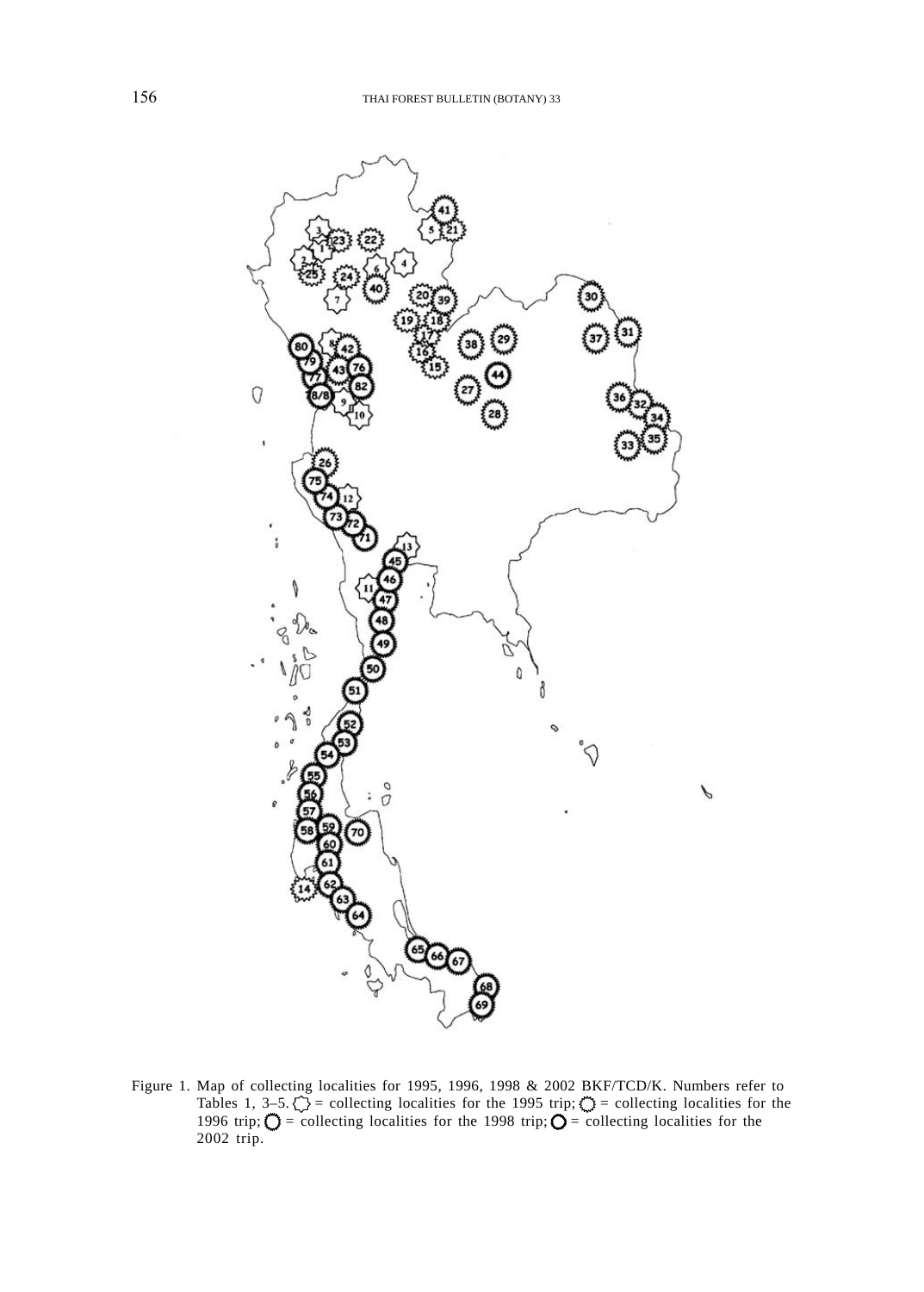Figure 1. Map of collecting localities for 1995, 1996, 1998 & 2002 BKF/TCD/K. Numbers refer to Tables 1, 3–5. ⬡ = collecting localities for the 1995 trip; ⬡ = collecting localities for the 1996 trip; ⬡ = collecting localities for the 1998 trip; ◯ = collecting localities for the 2002 trip.